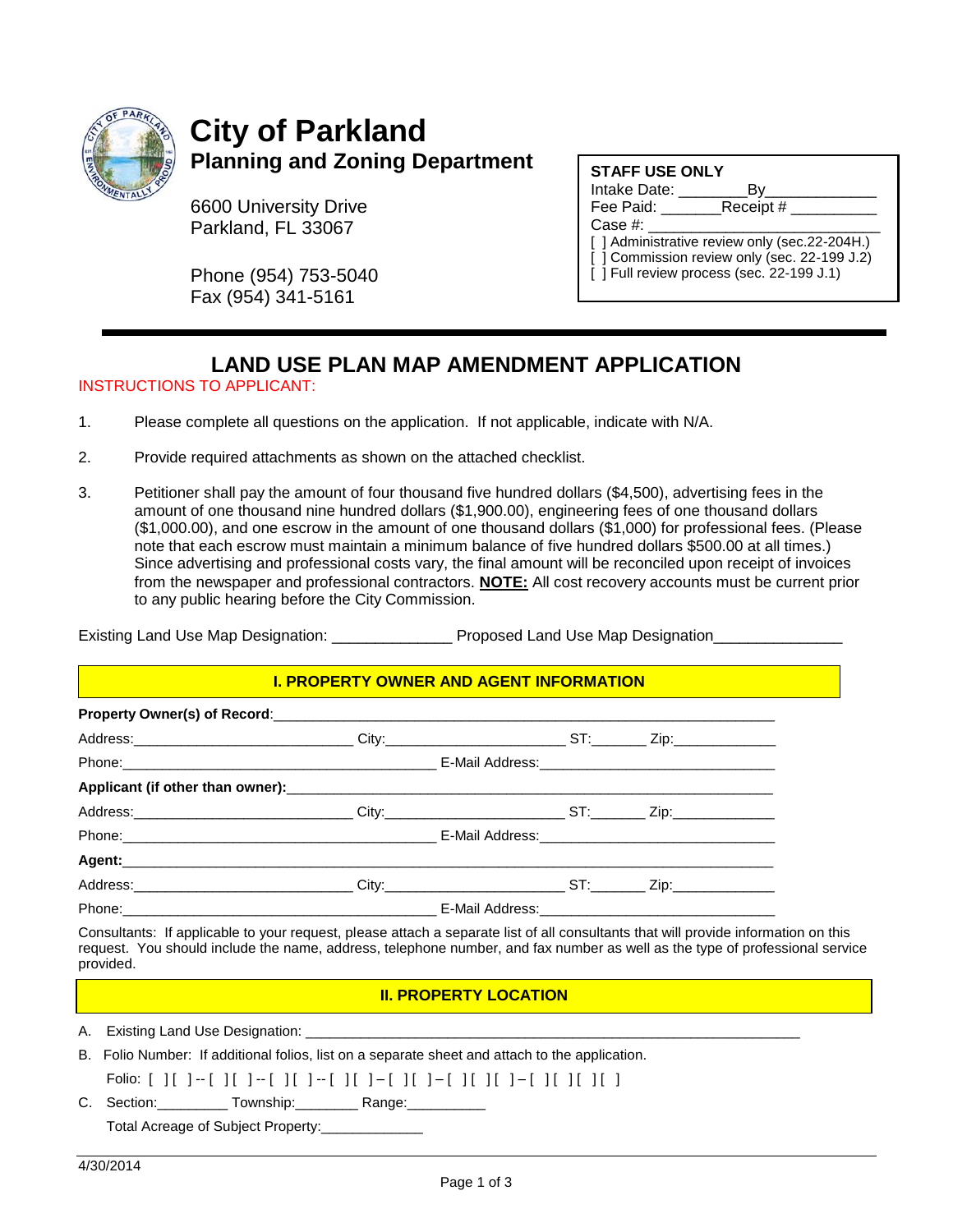# City of Parkland

## Planning and Zoning Department

6600 University Drive
Parkland, FL 33067

Phone (954) 753-5040
Fax (954) 341-5161

**STAFF USE ONLY**
Intake Date: ________By_____________
Fee Paid: _______Receipt # __________
Case #: ___________________________
[ ] Administrative review only (sec.22-204H.)
[ ] Commission review only (sec. 22-199 J.2)
[ ] Full review process (sec. 22-199 J.1)

# LAND USE PLAN MAP AMENDMENT APPLICATION

INSTRUCTIONS TO APPLICANT:

1. Please complete all questions on the application. If not applicable, indicate with N/A.

2. Provide required attachments as shown on the attached checklist.

3. Petitioner shall pay the amount of four thousand five hundred dollars ($4,500), advertising fees in the amount of one thousand nine hundred dollars ($1,900.00), engineering fees of one thousand dollars ($1,000.00), and one escrow in the amount of one thousand dollars ($1,000) for professional fees. (Please note that each escrow must maintain a minimum balance of five hundred dollars $500.00 at all times.) Since advertising and professional costs vary, the final amount will be reconciled upon receipt of invoices from the newspaper and professional contractors. **NOTE:** All cost recovery accounts must be current prior to any public hearing before the City Commission.

Existing Land Use Map Designation: ______________ Proposed Land Use Map Designation_______________

## I. PROPERTY OWNER AND AGENT INFORMATION

**Property Owner(s) of Record**:___________________________________________________________

Address:____________________________ City:_______________________ ST:_______ Zip:_____________

Phone:________________________________________ E-Mail Address:______________________________

**Applicant (if other than owner):**____________________________________________________________

Address:____________________________ City:_______________________ ST:_______ Zip:_____________

Phone:________________________________________ E-Mail Address:______________________________

**Agent:**_____________________________________________________________________________

Address:____________________________ City:_______________________ ST:_______ Zip:_____________

Phone:________________________________________ E-Mail Address:______________________________

Consultants: If applicable to your request, please attach a separate list of all consultants that will provide information on this request. You should include the name, address, telephone number, and fax number as well as the type of professional service provided.

## II. PROPERTY LOCATION

A. Existing Land Use Designation: ______________________________________________________________

B. Folio Number: If additional folios, list on a separate sheet and attach to the application.

Folio: [ ][ ]--[ ][ ]--[ ][ ]--[ ][ ]–[ ][ ]–[ ][ ][ ]–[ ][ ][ ][ ]

C. Section:_________ Township:________ Range:__________

Total Acreage of Subject Property:_____________

4/30/2014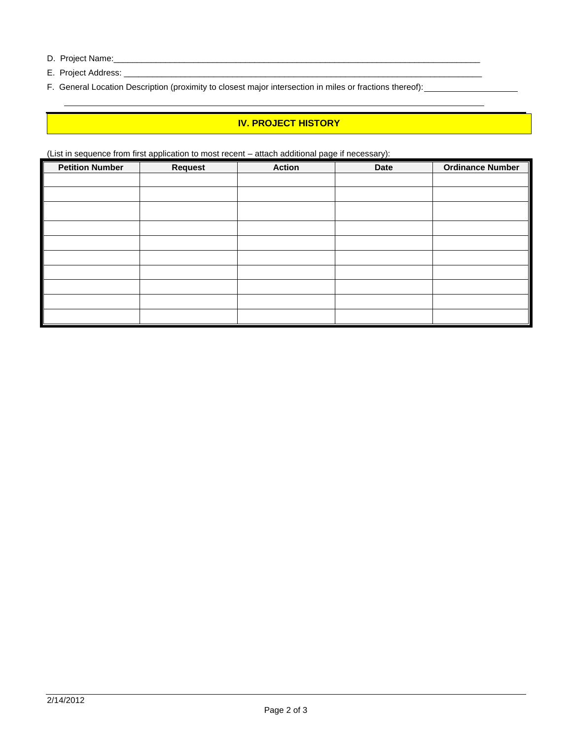D. Project Name:___________________________________________________________________________

E. Project Address: ________________________________________________________________________

F. General Location Description (proximity to closest major intersection in miles or fractions thereof): ____________________

_______________________________________________________________________________

## IV. PROJECT HISTORY

(List in sequence from first application to most recent – attach additional page if necessary):

| Petition Number | Request | Action | Date | Ordinance Number |
|---|---|---|---|---|
| | | | | |
| | | | | |
| | | | | |
| | | | | |
| | | | | |
| | | | | |
| | | | | |
| | | | | |
| | | | | |
| | | | | |

2/14/2012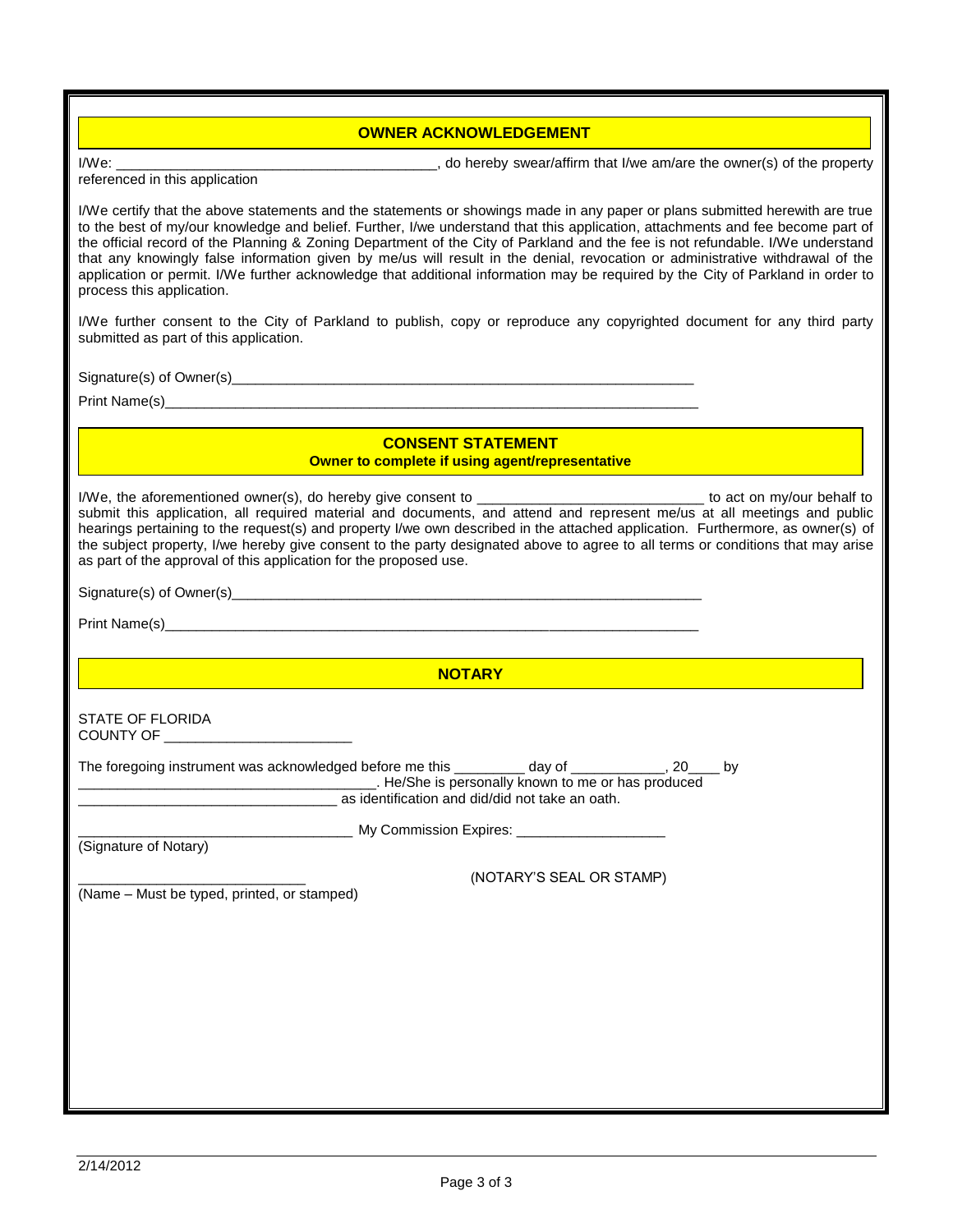## OWNER ACKNOWLEDGEMENT

I/We: ________________________________________, do hereby swear/affirm that I/we am/are the owner(s) of the property referenced in this application

I/We certify that the above statements and the statements or showings made in any paper or plans submitted herewith are true to the best of my/our knowledge and belief. Further, I/we understand that this application, attachments and fee become part of the official record of the Planning & Zoning Department of the City of Parkland and the fee is not refundable. I/We understand that any knowingly false information given by me/us will result in the denial, revocation or administrative withdrawal of the application or permit. I/We further acknowledge that additional information may be required by the City of Parkland in order to process this application.

I/We further consent to the City of Parkland to publish, copy or reproduce any copyrighted document for any third party submitted as part of this application.

Signature(s) of Owner(s)_____________________________________________________________

Print Name(s)______________________________________________________________________

## CONSENT STATEMENT

**Owner to complete if using agent/representative**

I/We, the aforementioned owner(s), do hereby give consent to ____________________________ to act on my/our behalf to submit this application, all required material and documents, and attend and represent me/us at all meetings and public hearings pertaining to the request(s) and property I/we own described in the attached application. Furthermore, as owner(s) of the subject property, I/we hereby give consent to the party designated above to agree to all terms or conditions that may arise as part of the approval of this application for the proposed use.

Signature(s) of Owner(s)_____________________________________________________________

Print Name(s)______________________________________________________________________

## NOTARY

STATE OF FLORIDA
COUNTY OF _______________________

The foregoing instrument was acknowledged before me this _________ day of ____________, 20____ by _____________________________________. He/She is personally known to me or has produced _________________________________ as identification and did/did not take an oath.

__________________________________ My Commission Expires: ___________________
(Signature of Notary)

____________________________ (NOTARY'S SEAL OR STAMP)
(Name – Must be typed, printed, or stamped)

2/14/2012